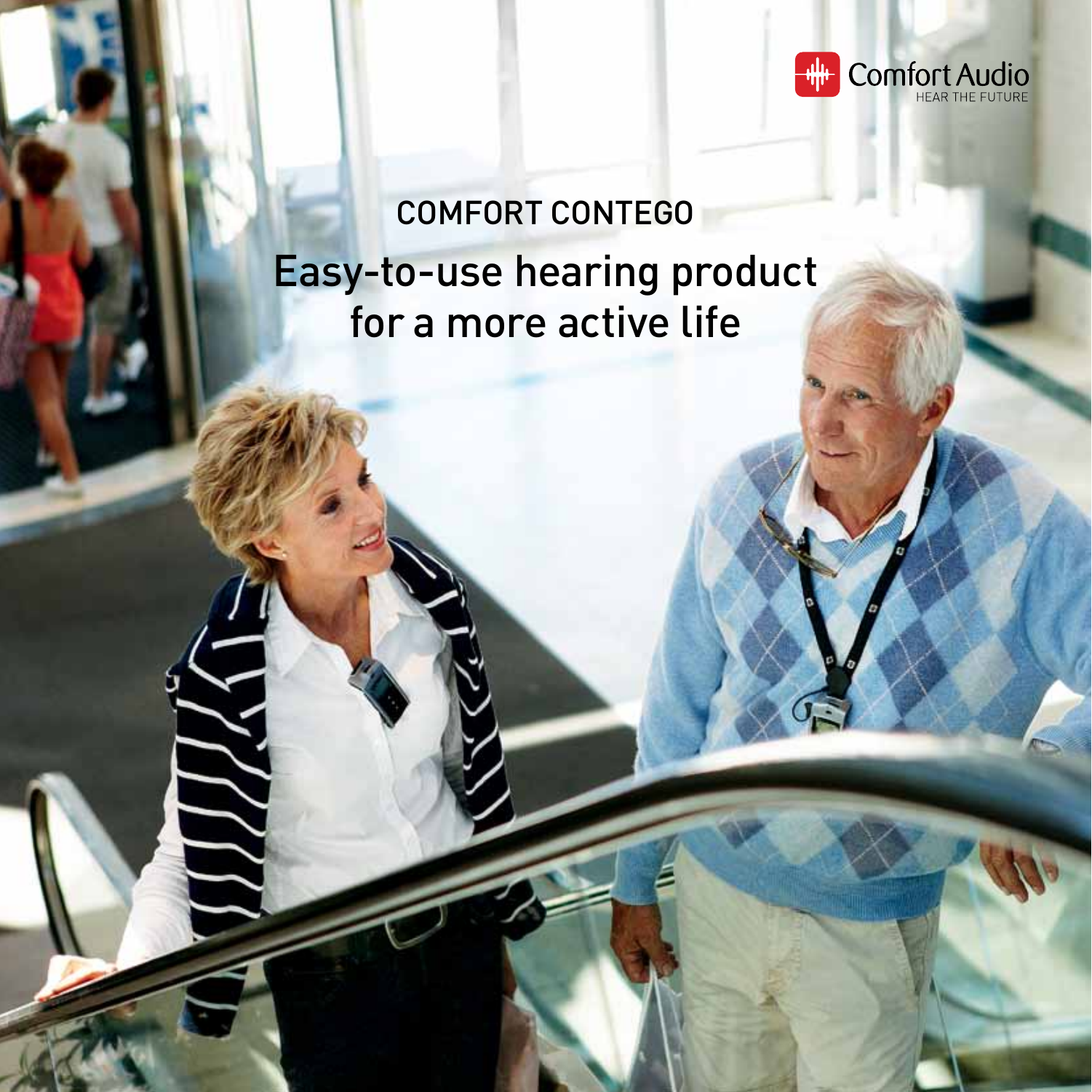Comfort Audio
HEAR THE FUTURE

# COMFORT CONTEGO

## Easy-to-use hearing product for a more active life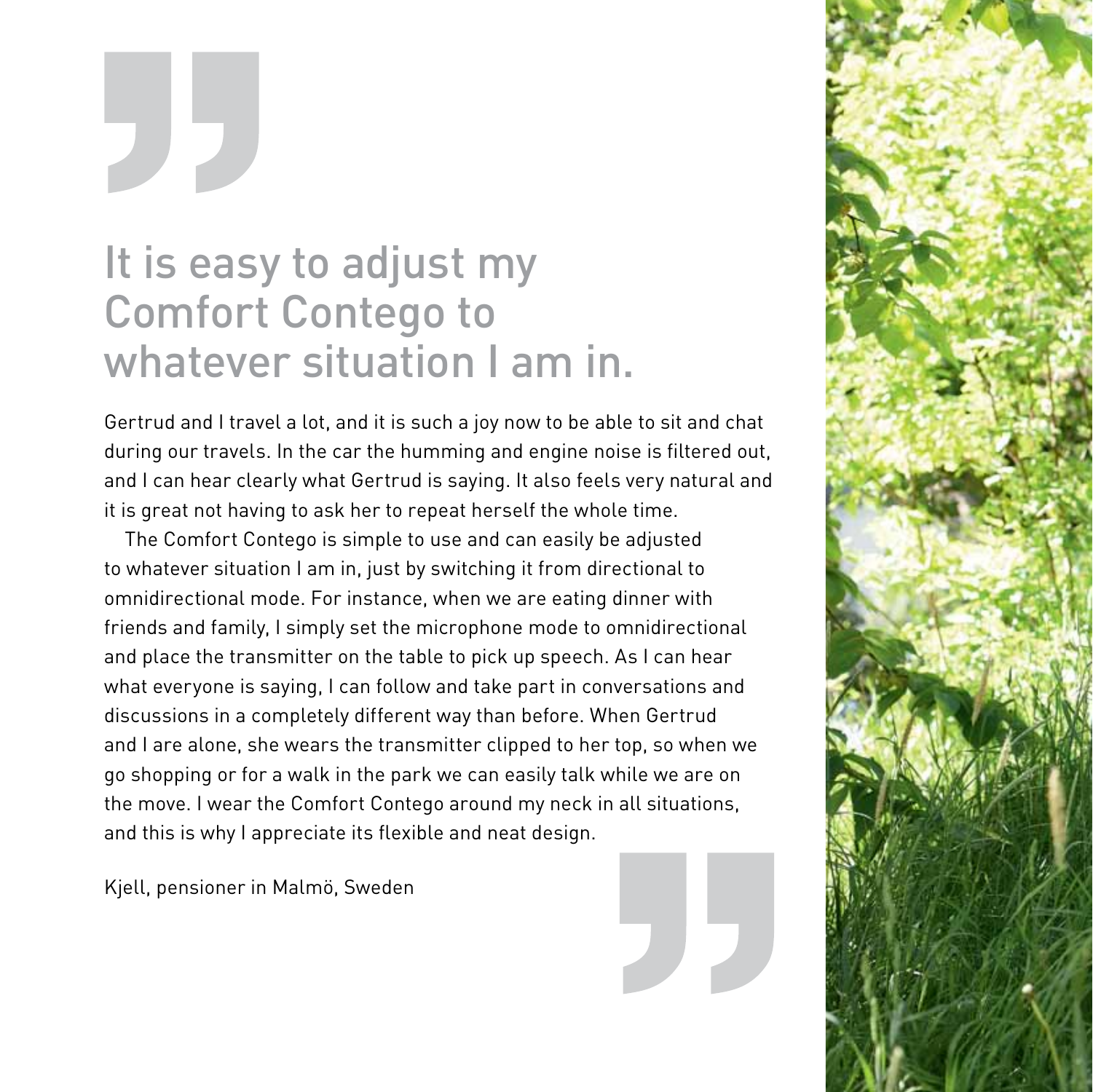# It is easy to adjust my Comfort Contego to whatever situation I am in.

Gertrud and I travel a lot, and it is such a joy now to be able to sit and chat during our travels. In the car the humming and engine noise is filtered out, and I can hear clearly what Gertrud is saying. It also feels very natural and it is great not having to ask her to repeat herself the whole time.

The Comfort Contego is simple to use and can easily be adjusted to whatever situation I am in, just by switching it from directional to omnidirectional mode. For instance, when we are eating dinner with friends and family, I simply set the microphone mode to omnidirectional and place the transmitter on the table to pick up speech. As I can hear what everyone is saying, I can follow and take part in conversations and discussions in a completely different way than before. When Gertrud and I are alone, she wears the transmitter clipped to her top, so when we go shopping or for a walk in the park we can easily talk while we are on the move. I wear the Comfort Contego around my neck in all situations, and this is why I appreciate its flexible and neat design.

Kjell, pensioner in Malmö, Sweden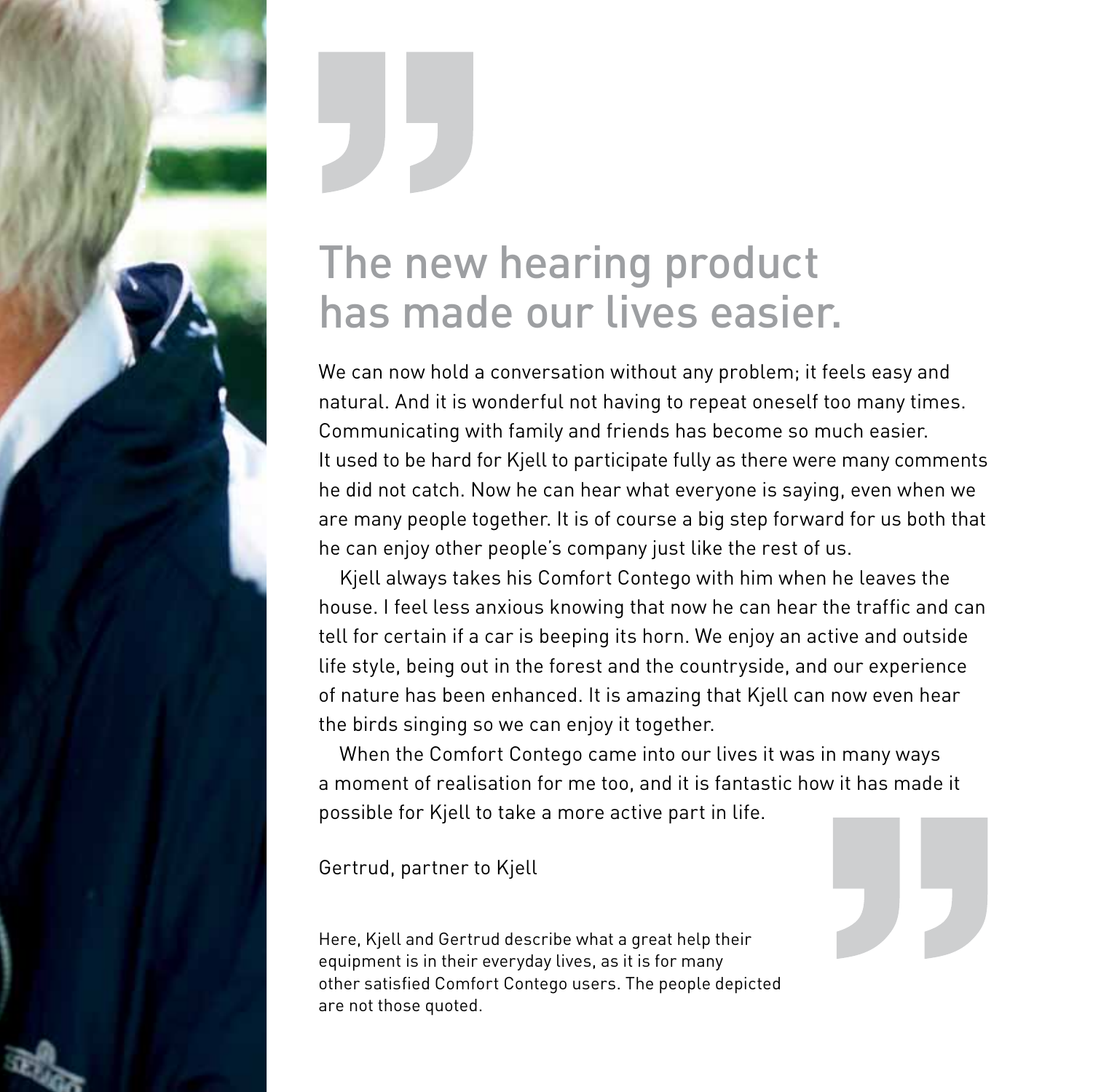# The new hearing product has made our lives easier.

We can now hold a conversation without any problem; it feels easy and natural. And it is wonderful not having to repeat oneself too many times. Communicating with family and friends has become so much easier. It used to be hard for Kjell to participate fully as there were many comments he did not catch. Now he can hear what everyone is saying, even when we are many people together. It is of course a big step forward for us both that he can enjoy other people's company just like the rest of us.

Kjell always takes his Comfort Contego with him when he leaves the house. I feel less anxious knowing that now he can hear the traffic and can tell for certain if a car is beeping its horn. We enjoy an active and outside life style, being out in the forest and the countryside, and our experience of nature has been enhanced. It is amazing that Kjell can now even hear the birds singing so we can enjoy it together.

When the Comfort Contego came into our lives it was in many ways a moment of realisation for me too, and it is fantastic how it has made it possible for Kjell to take a more active part in life.

Gertrud, partner to Kjell

Here, Kjell and Gertrud describe what a great help their equipment is in their everyday lives, as it is for many other satisfied Comfort Contego users. The people depicted are not those quoted.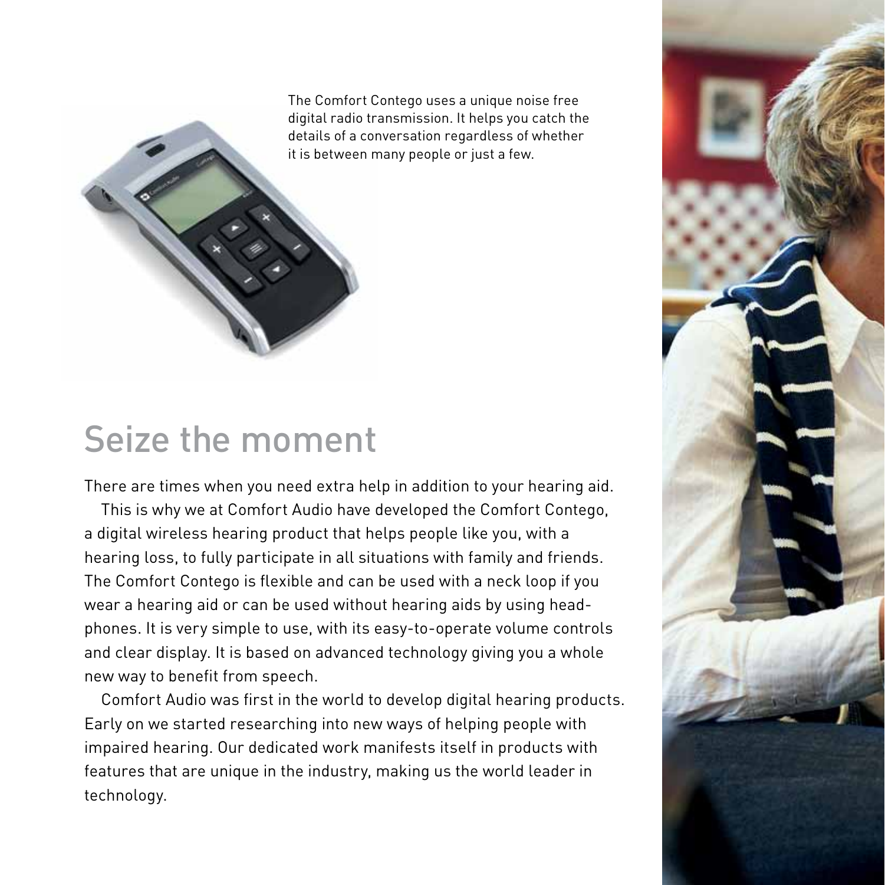The Comfort Contego uses a unique noise free digital radio transmission. It helps you catch the details of a conversation regardless of whether it is between many people or just a few.

# Seize the moment

There are times when you need extra help in addition to your hearing aid.

This is why we at Comfort Audio have developed the Comfort Contego, a digital wireless hearing product that helps people like you, with a hearing loss, to fully participate in all situations with family and friends. The Comfort Contego is flexible and can be used with a neck loop if you wear a hearing aid or can be used without hearing aids by using headphones. It is very simple to use, with its easy-to-operate volume controls and clear display. It is based on advanced technology giving you a whole new way to benefit from speech.

Comfort Audio was first in the world to develop digital hearing products. Early on we started researching into new ways of helping people with impaired hearing. Our dedicated work manifests itself in products with features that are unique in the industry, making us the world leader in technology.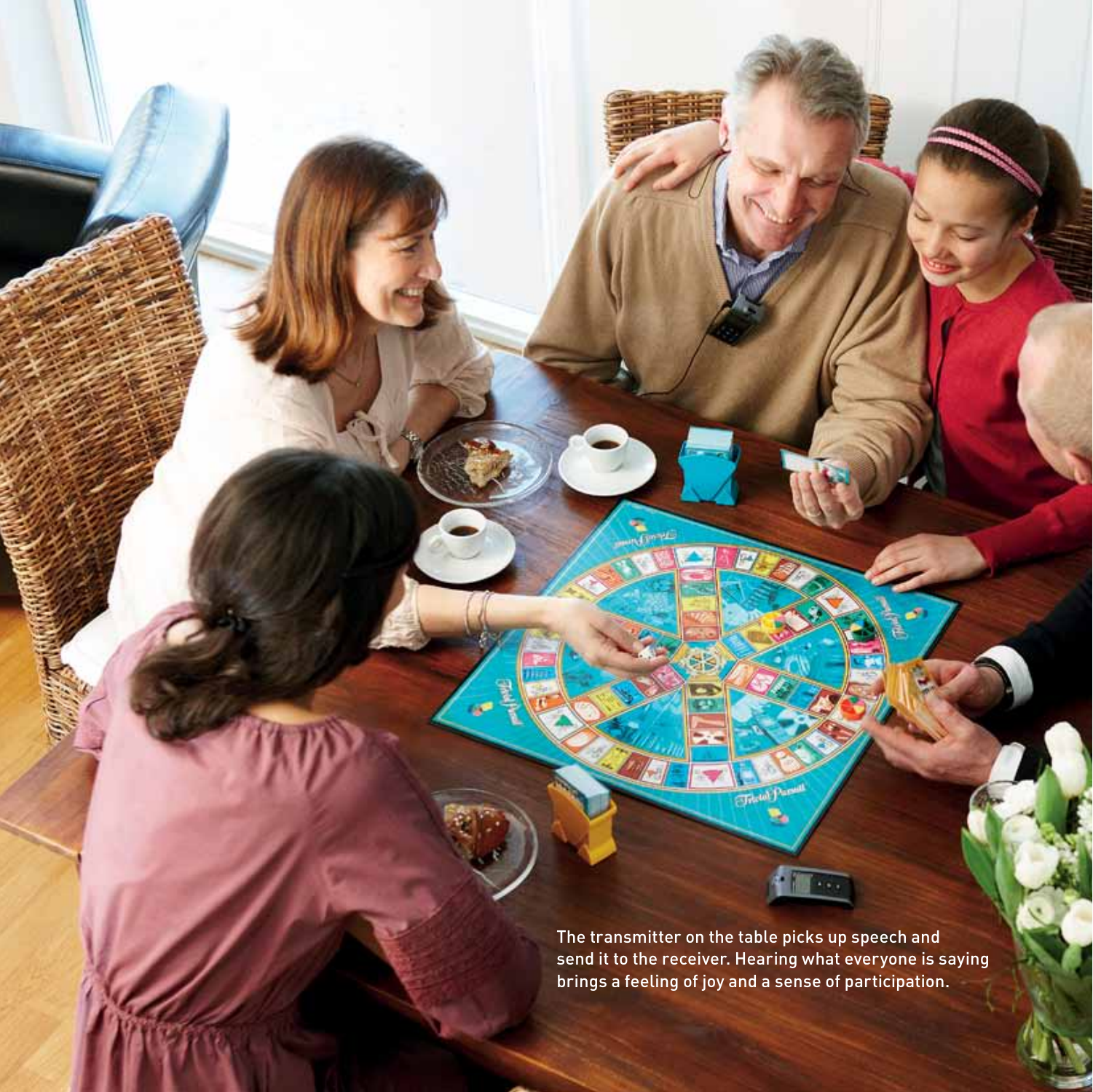The transmitter on the table picks up speech and send it to the receiver. Hearing what everyone is saying brings a feeling of joy and a sense of participation.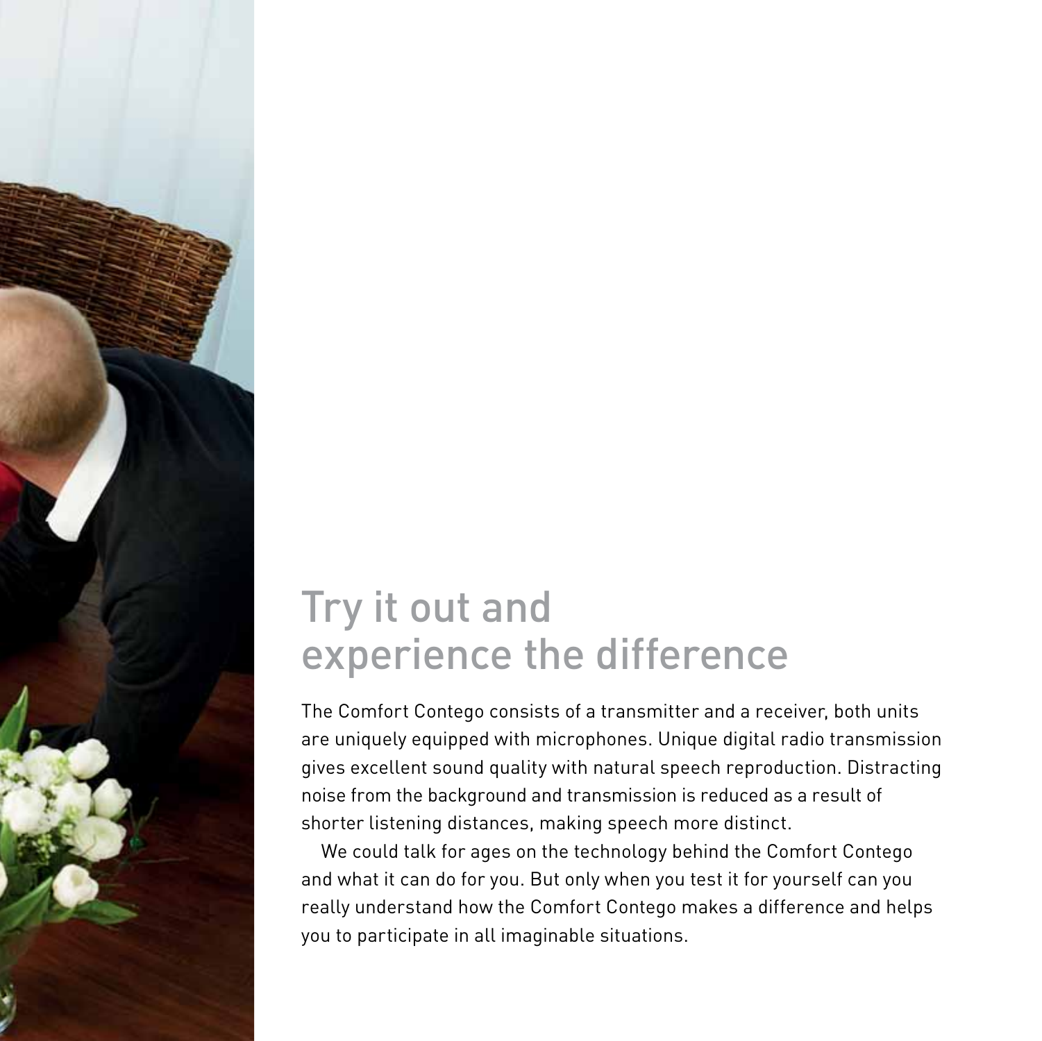# Try it out and experience the difference

The Comfort Contego consists of a transmitter and a receiver, both units are uniquely equipped with microphones. Unique digital radio transmission gives excellent sound quality with natural speech reproduction. Distracting noise from the background and transmission is reduced as a result of shorter listening distances, making speech more distinct.

We could talk for ages on the technology behind the Comfort Contego and what it can do for you. But only when you test it for yourself can you really understand how the Comfort Contego makes a difference and helps you to participate in all imaginable situations.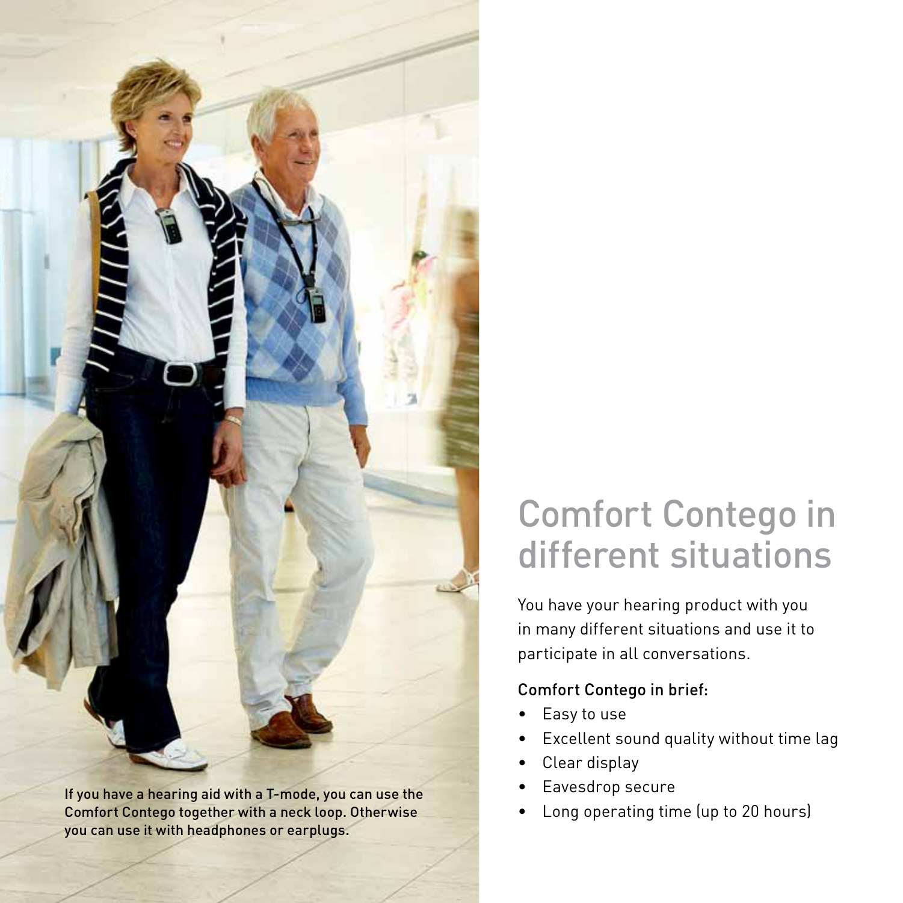If you have a hearing aid with a T-mode, you can use the Comfort Contego together with a neck loop. Otherwise you can use it with headphones or earplugs.

# Comfort Contego in different situations

You have your hearing product with you in many different situations and use it to participate in all conversations.

### Comfort Contego in brief:

- Easy to use
- Excellent sound quality without time lag
- Clear display
- Eavesdrop secure
- Long operating time (up to 20 hours)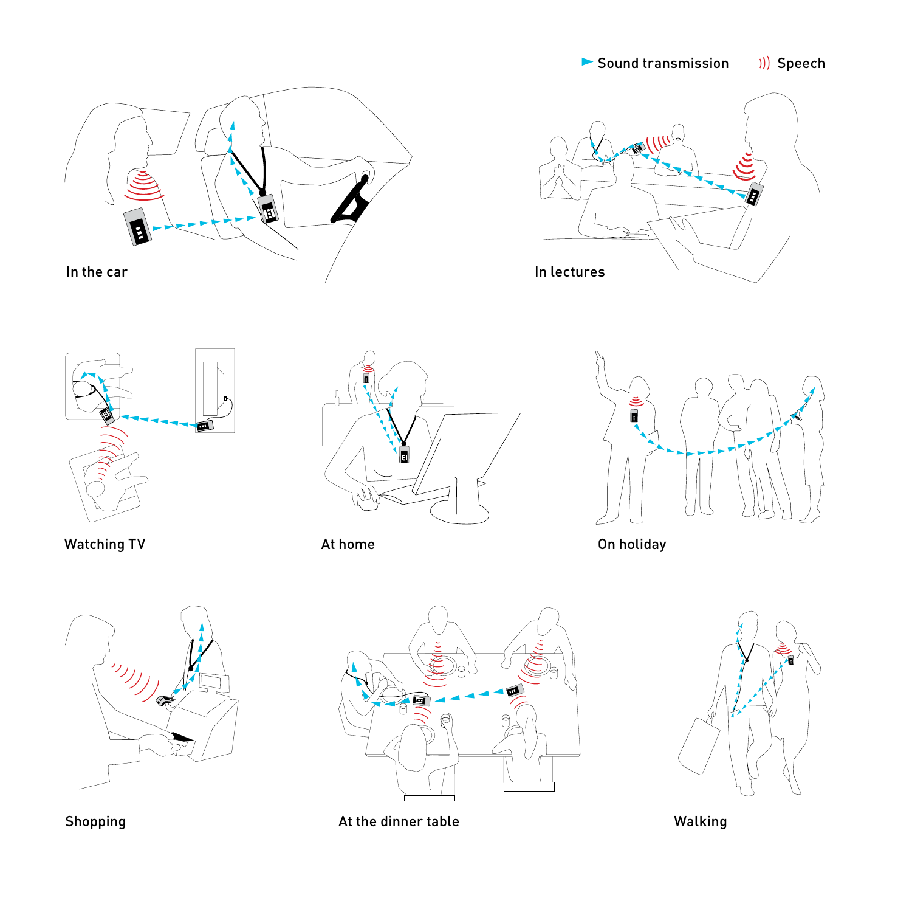Sound transmission

Speech

In the car

In lectures

Watching TV

At home

On holiday

Shopping

At the dinner table

Walking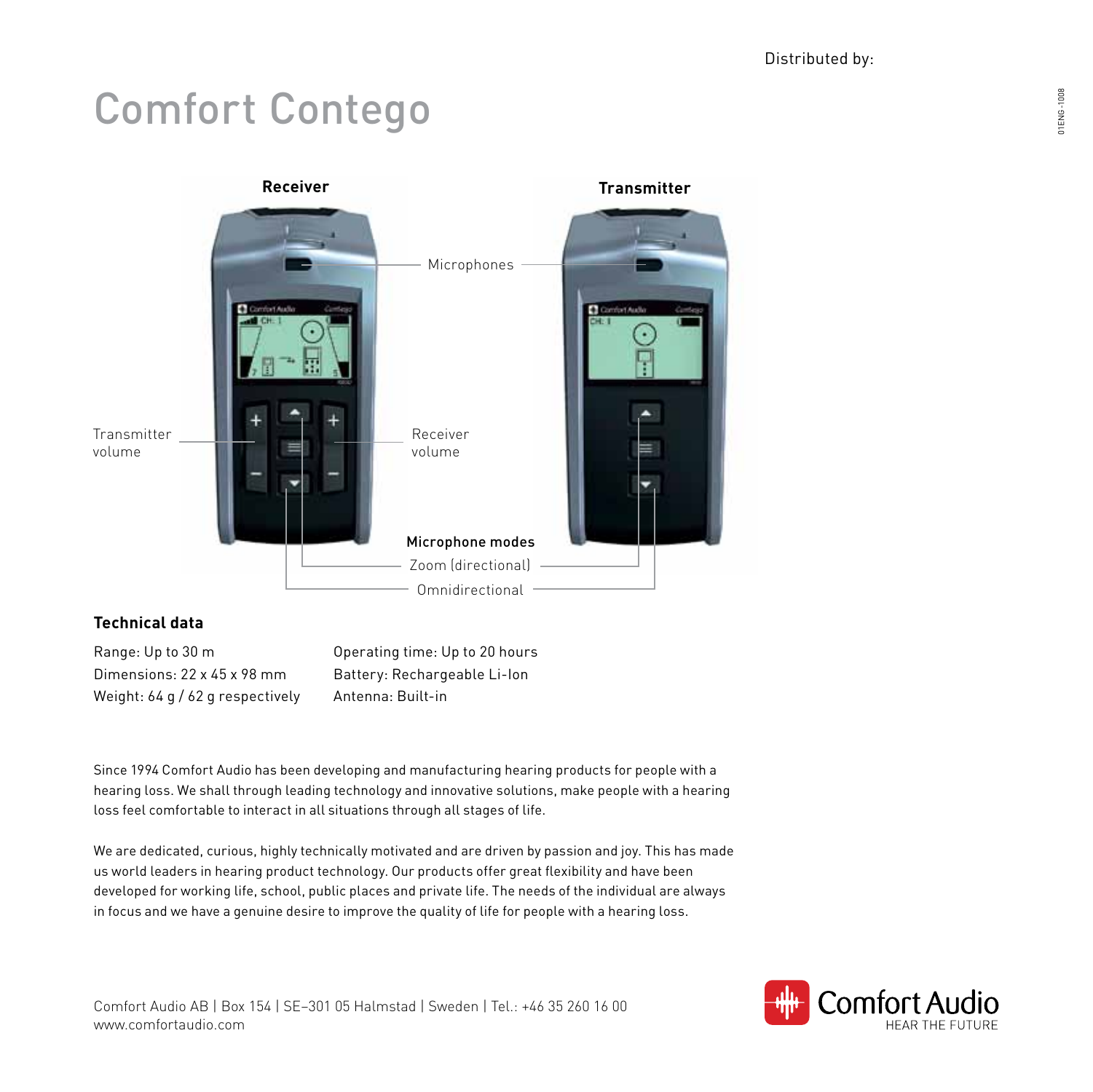Distributed by:

# Comfort Contego

Receiver

Transmitter

Microphones

Transmitter volume

Receiver volume

Microphone modes

Zoom (directional)

Omnidirectional

## Technical data

Range: Up to 30 m
Dimensions: 22 x 45 x 98 mm
Weight: 64 g / 62 g respectively

Operating time: Up to 20 hours
Battery: Rechargeable Li-Ion
Antenna: Built-in

Since 1994 Comfort Audio has been developing and manufacturing hearing products for people with a hearing loss. We shall through leading technology and innovative solutions, make people with a hearing loss feel comfortable to interact in all situations through all stages of life.

We are dedicated, curious, highly technically motivated and are driven by passion and joy. This has made us world leaders in hearing product technology. Our products offer great flexibility and have been developed for working life, school, public places and private life. The needs of the individual are always in focus and we have a genuine desire to improve the quality of life for people with a hearing loss.

Comfort Audio AB | Box 154 | SE–301 05 Halmstad | Sweden | Tel.: +46 35 260 16 00
www.comfortaudio.com

Comfort Audio
HEAR THE FUTURE

01ENG-1008